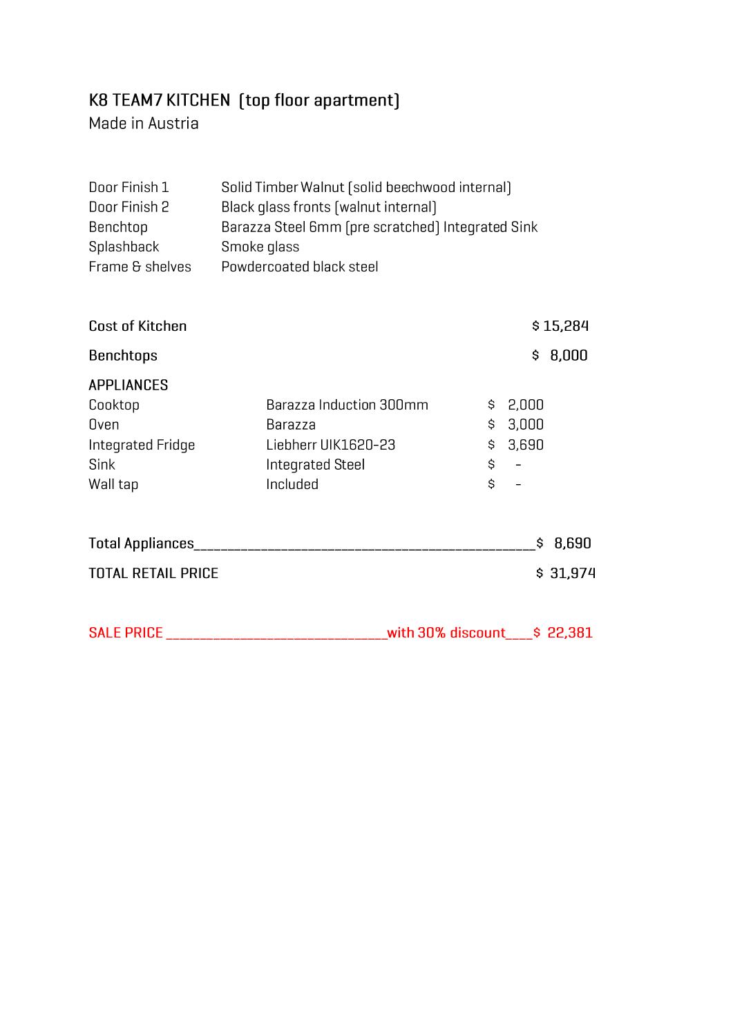# K8 TEAM7 KITCHEN (top floor apartment)

Made in Austria

| | |
|---|---|
| Door Finish 1 | Solid Timber Walnut (solid beechwood internal) |
| Door Finish 2 | Black glass fronts (walnut internal) |
| Benchtop | Barazza Steel 6mm (pre scratched) Integrated Sink |
| Splashback | Smoke glass |
| Frame & shelves | Powdercoated black steel |

| | | | |
|---|---|---|---|
| Cost of Kitchen | | | $ 15,284 |
| Benchtops | | | $ 8,000 |
| APPLIANCES | | | |
| Cooktop | Barazza Induction 300mm | $ 2,000 | |
| Oven | Barazza | $ 3,000 | |
| Integrated Fridge | Liebherr UIK1620-23 | $ 3,690 | |
| Sink | Integrated Steel | $ - | |
| Wall tap | Included | $ - | |

Total Appliances________________________________________________$ 8,690

TOTAL RETAIL PRICE $ 31,974

SALE PRICE ______________________________with 30% discount___$ 22,381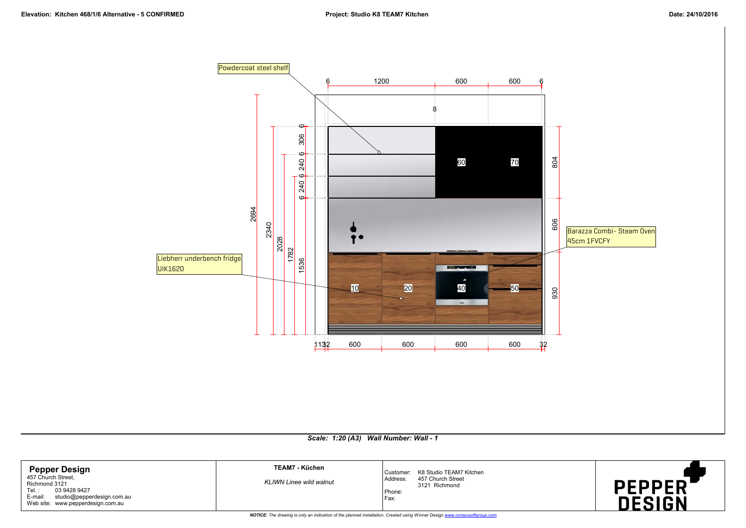**Elevation: Kitchen 468/1/6 Alternative - 5 CONFIRMED**

**Project: Studio K8 TEAM7 Kitchen**

**Date: 24/10/2016**

Powdercoat steel shelf

6 1200 600 600 6

8

6 306 6 240 6 240 6

60 70

804

606

Barazza Combi- Steam Oven 45cm 1FVCFY

Liebherr underbench fridge UIK1620

2694 2340 2028 1782 1536

10 20 40 50

930

11 32 600 600 600 600 32

*Scale: 1:20 (A3) Wall Number: Wall - 1*

| **Pepper Design**<br>457 Church Street,<br>Richmond 3121<br>Tel. : 03 9428 9427<br>E-mail: studio@pepperdesign.com.au<br>Web site: www.pepperdesign.com.au | **TEAM7 - Küchen**<br>*KLIWN Linee wild walnut* | Customer: K8 Studio TEAM7 Kitchen<br>Address: 457 Church Street<br>3121 Richmond<br>Phone:<br>Fax: | PEPPER DESIGN |
|---|---|---|---|

***NOTICE:** The drawing is only an indication of the planned installation. Created using* Winner Design *www.compusoftgroup.com*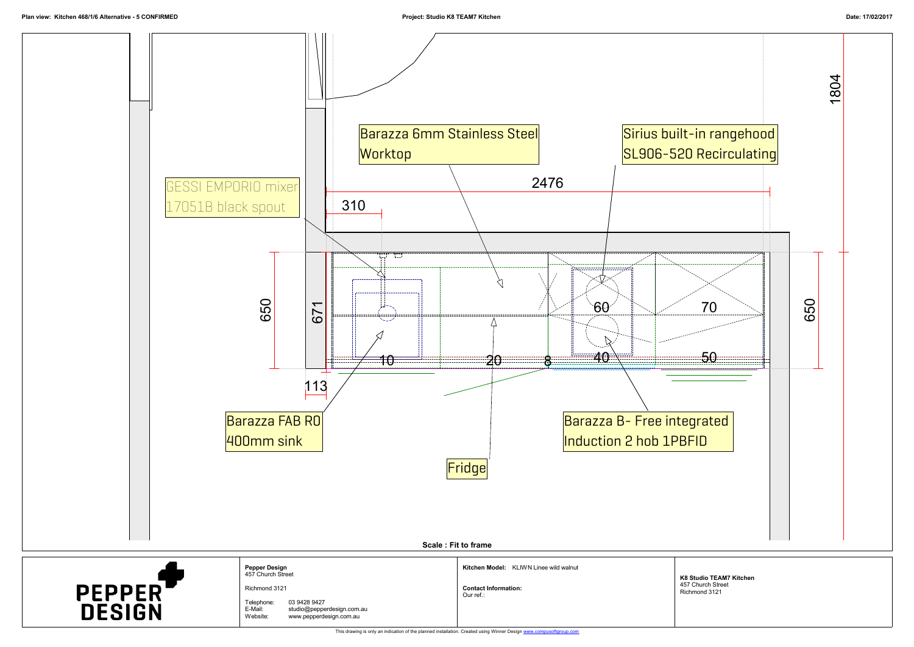**Plan view: Kitchen 468/1/6 Alternative - 5 CONFIRMED**

**Project: Studio K8 TEAM7 Kitchen**

**Date: 17/02/2017**

Barazza 6mm Stainless Steel Worktop

Sirius built-in rangehood SL906-520 Recirculating

GESSI EMPORIO mixer 17051B black spout

Barazza FAB R0 400mm sink

Fridge

Barazza B- Free integrated Induction 2 hob 1PBFID

1804

2476

310

650

671

113

650

10

20

8

40

50

60

70

**Scale : Fit to frame**

---

PEPPER DESIGN

**Pepper Design**
457 Church Street

Richmond 3121

Telephone: 03 9428 9427
E-Mail: studio@pepperdesign.com.au
Website: www.pepperdesign.com.au

**Kitchen Model:** KLIWN Linee wild walnut

**Contact Information:**
Our ref.:

**K8 Studio TEAM7 Kitchen**
457 Church Street
Richmond 3121

This drawing is only an indication of the planned installation. Created using Winner Design www.compusoftgroup.com